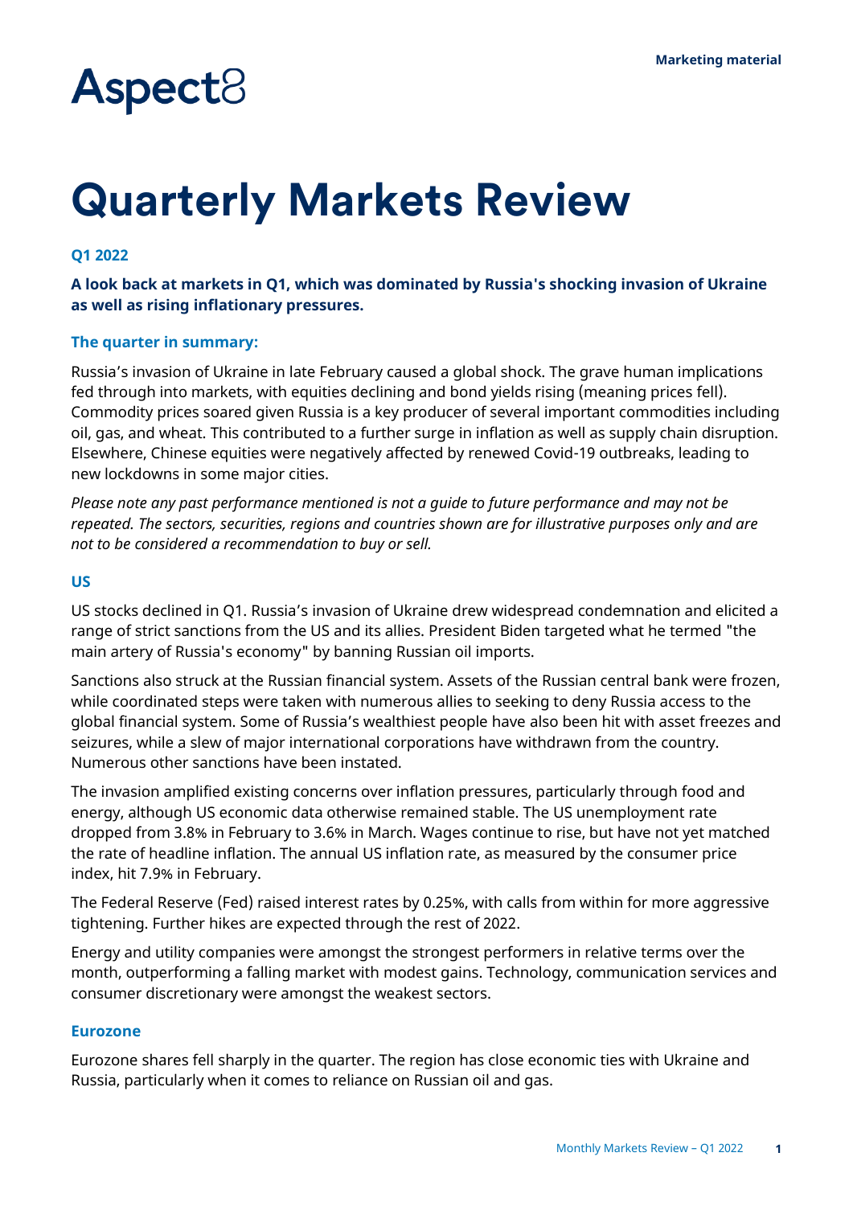Marketing material

Aspect8

# Quarterly Markets Review

### Q1 2022

**A look back at markets in Q1, which was dominated by Russia's shocking invasion of Ukraine as well as rising inflationary pressures.**

### The quarter in summary:

Russia's invasion of Ukraine in late February caused a global shock. The grave human implications fed through into markets, with equities declining and bond yields rising (meaning prices fell). Commodity prices soared given Russia is a key producer of several important commodities including oil, gas, and wheat. This contributed to a further surge in inflation as well as supply chain disruption. Elsewhere, Chinese equities were negatively affected by renewed Covid-19 outbreaks, leading to new lockdowns in some major cities.

*Please note any past performance mentioned is not a guide to future performance and may not be repeated. The sectors, securities, regions and countries shown are for illustrative purposes only and are not to be considered a recommendation to buy or sell.*

### US

US stocks declined in Q1. Russia's invasion of Ukraine drew widespread condemnation and elicited a range of strict sanctions from the US and its allies. President Biden targeted what he termed "the main artery of Russia's economy" by banning Russian oil imports.

Sanctions also struck at the Russian financial system. Assets of the Russian central bank were frozen, while coordinated steps were taken with numerous allies to seeking to deny Russia access to the global financial system. Some of Russia's wealthiest people have also been hit with asset freezes and seizures, while a slew of major international corporations have withdrawn from the country. Numerous other sanctions have been instated.

The invasion amplified existing concerns over inflation pressures, particularly through food and energy, although US economic data otherwise remained stable. The US unemployment rate dropped from 3.8% in February to 3.6% in March. Wages continue to rise, but have not yet matched the rate of headline inflation. The annual US inflation rate, as measured by the consumer price index, hit 7.9% in February.

The Federal Reserve (Fed) raised interest rates by 0.25%, with calls from within for more aggressive tightening. Further hikes are expected through the rest of 2022.

Energy and utility companies were amongst the strongest performers in relative terms over the month, outperforming a falling market with modest gains. Technology, communication services and consumer discretionary were amongst the weakest sectors.

### Eurozone

Eurozone shares fell sharply in the quarter. The region has close economic ties with Ukraine and Russia, particularly when it comes to reliance on Russian oil and gas.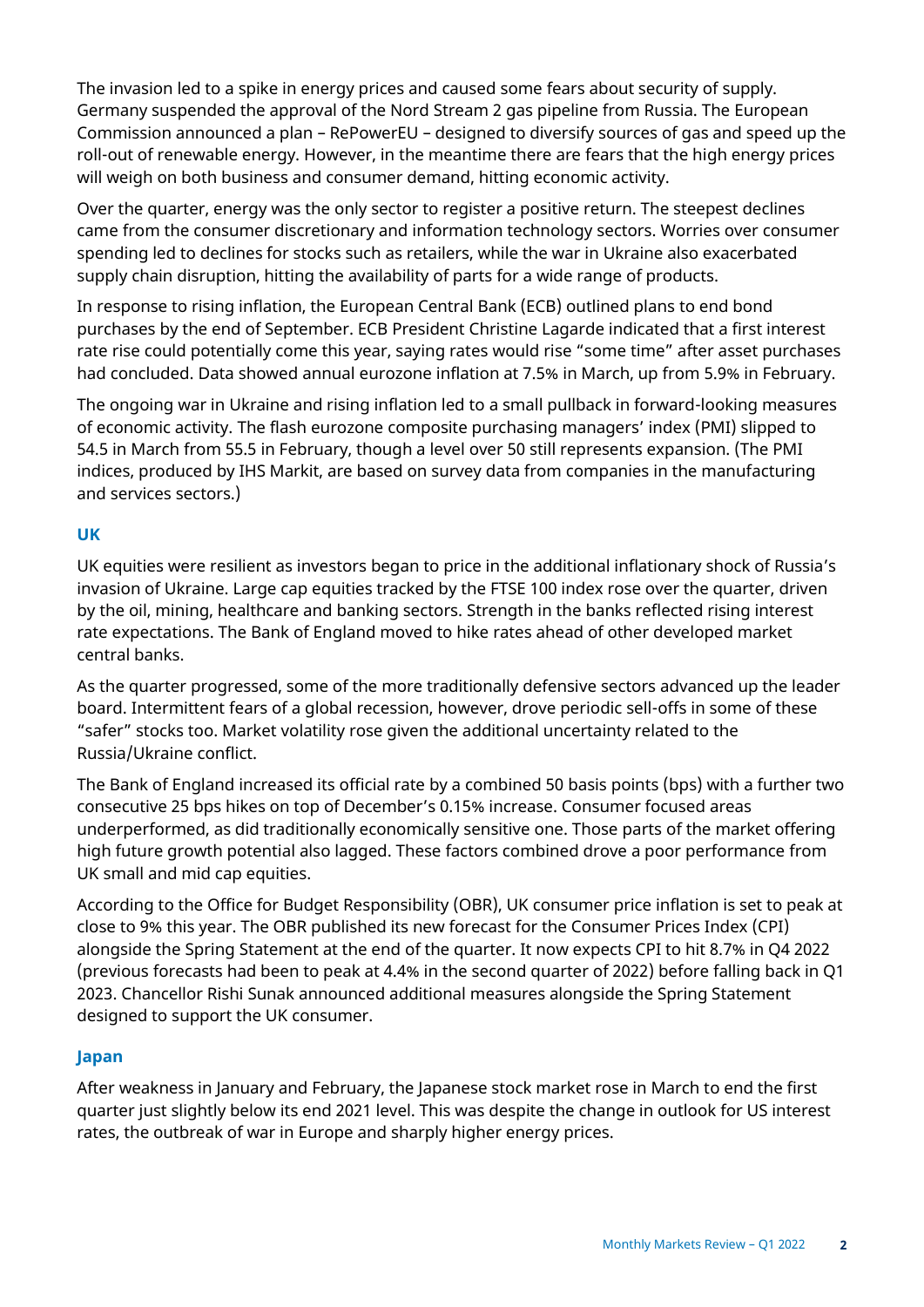The invasion led to a spike in energy prices and caused some fears about security of supply. Germany suspended the approval of the Nord Stream 2 gas pipeline from Russia. The European Commission announced a plan – RePowerEU – designed to diversify sources of gas and speed up the roll-out of renewable energy. However, in the meantime there are fears that the high energy prices will weigh on both business and consumer demand, hitting economic activity.

Over the quarter, energy was the only sector to register a positive return. The steepest declines came from the consumer discretionary and information technology sectors. Worries over consumer spending led to declines for stocks such as retailers, while the war in Ukraine also exacerbated supply chain disruption, hitting the availability of parts for a wide range of products.

In response to rising inflation, the European Central Bank (ECB) outlined plans to end bond purchases by the end of September. ECB President Christine Lagarde indicated that a first interest rate rise could potentially come this year, saying rates would rise "some time" after asset purchases had concluded. Data showed annual eurozone inflation at 7.5% in March, up from 5.9% in February.

The ongoing war in Ukraine and rising inflation led to a small pullback in forward-looking measures of economic activity. The flash eurozone composite purchasing managers' index (PMI) slipped to 54.5 in March from 55.5 in February, though a level over 50 still represents expansion. (The PMI indices, produced by IHS Markit, are based on survey data from companies in the manufacturing and services sectors.)

## UK

UK equities were resilient as investors began to price in the additional inflationary shock of Russia's invasion of Ukraine. Large cap equities tracked by the FTSE 100 index rose over the quarter, driven by the oil, mining, healthcare and banking sectors. Strength in the banks reflected rising interest rate expectations. The Bank of England moved to hike rates ahead of other developed market central banks.

As the quarter progressed, some of the more traditionally defensive sectors advanced up the leader board. Intermittent fears of a global recession, however, drove periodic sell-offs in some of these "safer" stocks too. Market volatility rose given the additional uncertainty related to the Russia/Ukraine conflict.

The Bank of England increased its official rate by a combined 50 basis points (bps) with a further two consecutive 25 bps hikes on top of December's 0.15% increase. Consumer focused areas underperformed, as did traditionally economically sensitive one. Those parts of the market offering high future growth potential also lagged. These factors combined drove a poor performance from UK small and mid cap equities.

According to the Office for Budget Responsibility (OBR), UK consumer price inflation is set to peak at close to 9% this year. The OBR published its new forecast for the Consumer Prices Index (CPI) alongside the Spring Statement at the end of the quarter. It now expects CPI to hit 8.7% in Q4 2022 (previous forecasts had been to peak at 4.4% in the second quarter of 2022) before falling back in Q1 2023. Chancellor Rishi Sunak announced additional measures alongside the Spring Statement designed to support the UK consumer.

## Japan

After weakness in January and February, the Japanese stock market rose in March to end the first quarter just slightly below its end 2021 level. This was despite the change in outlook for US interest rates, the outbreak of war in Europe and sharply higher energy prices.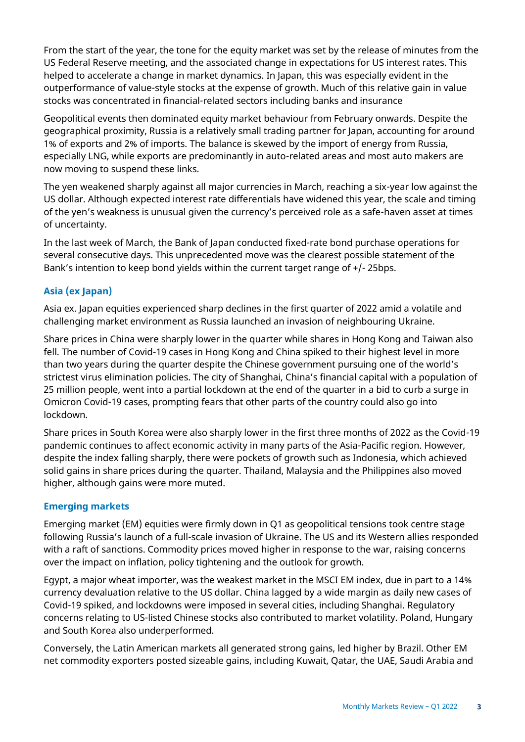From the start of the year, the tone for the equity market was set by the release of minutes from the US Federal Reserve meeting, and the associated change in expectations for US interest rates. This helped to accelerate a change in market dynamics. In Japan, this was especially evident in the outperformance of value-style stocks at the expense of growth. Much of this relative gain in value stocks was concentrated in financial-related sectors including banks and insurance

Geopolitical events then dominated equity market behaviour from February onwards. Despite the geographical proximity, Russia is a relatively small trading partner for Japan, accounting for around 1% of exports and 2% of imports. The balance is skewed by the import of energy from Russia, especially LNG, while exports are predominantly in auto-related areas and most auto makers are now moving to suspend these links.

The yen weakened sharply against all major currencies in March, reaching a six-year low against the US dollar. Although expected interest rate differentials have widened this year, the scale and timing of the yen's weakness is unusual given the currency's perceived role as a safe-haven asset at times of uncertainty.

In the last week of March, the Bank of Japan conducted fixed-rate bond purchase operations for several consecutive days. This unprecedented move was the clearest possible statement of the Bank's intention to keep bond yields within the current target range of +/- 25bps.

### Asia (ex Japan)

Asia ex. Japan equities experienced sharp declines in the first quarter of 2022 amid a volatile and challenging market environment as Russia launched an invasion of neighbouring Ukraine.

Share prices in China were sharply lower in the quarter while shares in Hong Kong and Taiwan also fell. The number of Covid-19 cases in Hong Kong and China spiked to their highest level in more than two years during the quarter despite the Chinese government pursuing one of the world's strictest virus elimination policies. The city of Shanghai, China's financial capital with a population of 25 million people, went into a partial lockdown at the end of the quarter in a bid to curb a surge in Omicron Covid-19 cases, prompting fears that other parts of the country could also go into lockdown.

Share prices in South Korea were also sharply lower in the first three months of 2022 as the Covid-19 pandemic continues to affect economic activity in many parts of the Asia-Pacific region. However, despite the index falling sharply, there were pockets of growth such as Indonesia, which achieved solid gains in share prices during the quarter. Thailand, Malaysia and the Philippines also moved higher, although gains were more muted.

### Emerging markets

Emerging market (EM) equities were firmly down in Q1 as geopolitical tensions took centre stage following Russia's launch of a full-scale invasion of Ukraine. The US and its Western allies responded with a raft of sanctions. Commodity prices moved higher in response to the war, raising concerns over the impact on inflation, policy tightening and the outlook for growth.

Egypt, a major wheat importer, was the weakest market in the MSCI EM index, due in part to a 14% currency devaluation relative to the US dollar. China lagged by a wide margin as daily new cases of Covid-19 spiked, and lockdowns were imposed in several cities, including Shanghai. Regulatory concerns relating to US-listed Chinese stocks also contributed to market volatility. Poland, Hungary and South Korea also underperformed.

Conversely, the Latin American markets all generated strong gains, led higher by Brazil. Other EM net commodity exporters posted sizeable gains, including Kuwait, Qatar, the UAE, Saudi Arabia and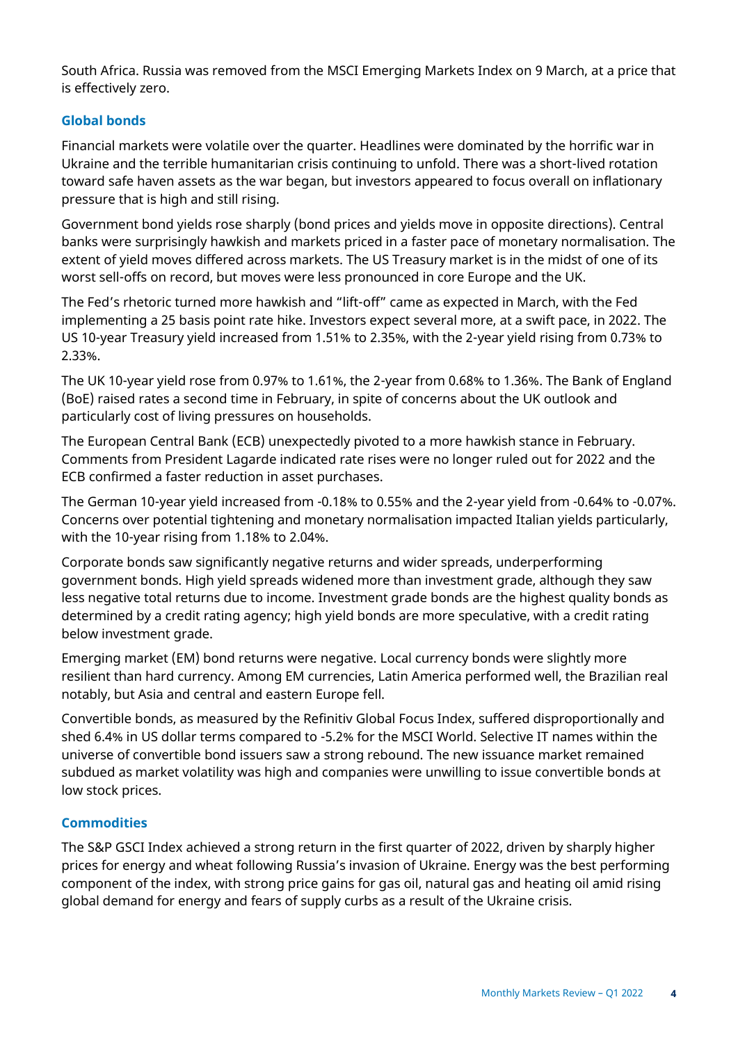South Africa. Russia was removed from the MSCI Emerging Markets Index on 9 March, at a price that is effectively zero.

## Global bonds

Financial markets were volatile over the quarter. Headlines were dominated by the horrific war in Ukraine and the terrible humanitarian crisis continuing to unfold. There was a short-lived rotation toward safe haven assets as the war began, but investors appeared to focus overall on inflationary pressure that is high and still rising.

Government bond yields rose sharply (bond prices and yields move in opposite directions). Central banks were surprisingly hawkish and markets priced in a faster pace of monetary normalisation. The extent of yield moves differed across markets. The US Treasury market is in the midst of one of its worst sell-offs on record, but moves were less pronounced in core Europe and the UK.

The Fed's rhetoric turned more hawkish and "lift-off" came as expected in March, with the Fed implementing a 25 basis point rate hike. Investors expect several more, at a swift pace, in 2022. The US 10-year Treasury yield increased from 1.51% to 2.35%, with the 2-year yield rising from 0.73% to 2.33%.

The UK 10-year yield rose from 0.97% to 1.61%, the 2-year from 0.68% to 1.36%. The Bank of England (BoE) raised rates a second time in February, in spite of concerns about the UK outlook and particularly cost of living pressures on households.

The European Central Bank (ECB) unexpectedly pivoted to a more hawkish stance in February. Comments from President Lagarde indicated rate rises were no longer ruled out for 2022 and the ECB confirmed a faster reduction in asset purchases.

The German 10-year yield increased from -0.18% to 0.55% and the 2-year yield from -0.64% to -0.07%. Concerns over potential tightening and monetary normalisation impacted Italian yields particularly, with the 10-year rising from 1.18% to 2.04%.

Corporate bonds saw significantly negative returns and wider spreads, underperforming government bonds. High yield spreads widened more than investment grade, although they saw less negative total returns due to income. Investment grade bonds are the highest quality bonds as determined by a credit rating agency; high yield bonds are more speculative, with a credit rating below investment grade.

Emerging market (EM) bond returns were negative. Local currency bonds were slightly more resilient than hard currency. Among EM currencies, Latin America performed well, the Brazilian real notably, but Asia and central and eastern Europe fell.

Convertible bonds, as measured by the Refinitiv Global Focus Index, suffered disproportionally and shed 6.4% in US dollar terms compared to -5.2% for the MSCI World. Selective IT names within the universe of convertible bond issuers saw a strong rebound. The new issuance market remained subdued as market volatility was high and companies were unwilling to issue convertible bonds at low stock prices.

## Commodities

The S&P GSCI Index achieved a strong return in the first quarter of 2022, driven by sharply higher prices for energy and wheat following Russia's invasion of Ukraine. Energy was the best performing component of the index, with strong price gains for gas oil, natural gas and heating oil amid rising global demand for energy and fears of supply curbs as a result of the Ukraine crisis.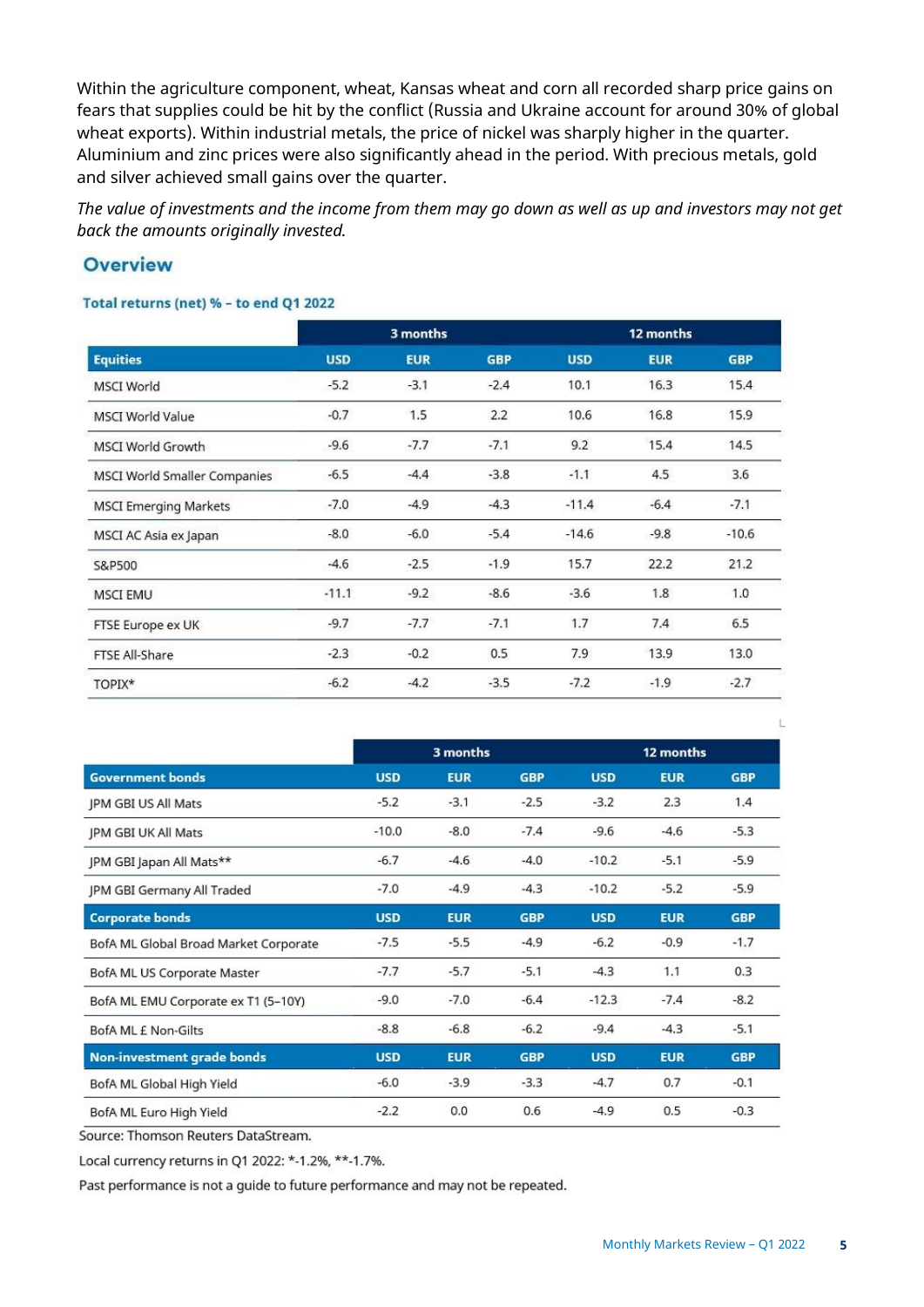Within the agriculture component, wheat, Kansas wheat and corn all recorded sharp price gains on fears that supplies could be hit by the conflict (Russia and Ukraine account for around 30% of global wheat exports). Within industrial metals, the price of nickel was sharply higher in the quarter. Aluminium and zinc prices were also significantly ahead in the period. With precious metals, gold and silver achieved small gains over the quarter.

*The value of investments and the income from them may go down as well as up and investors may not get back the amounts originally invested.*

## Overview

### Total returns (net) % – to end Q1 2022

| | 3 months | | | 12 months | | |
|---|---|---|---|---|---|---|
| **Equities** | **USD** | **EUR** | **GBP** | **USD** | **EUR** | **GBP** |
| MSCI World | -5.2 | -3.1 | -2.4 | 10.1 | 16.3 | 15.4 |
| MSCI World Value | -0.7 | 1.5 | 2.2 | 10.6 | 16.8 | 15.9 |
| MSCI World Growth | -9.6 | -7.7 | -7.1 | 9.2 | 15.4 | 14.5 |
| MSCI World Smaller Companies | -6.5 | -4.4 | -3.8 | -1.1 | 4.5 | 3.6 |
| MSCI Emerging Markets | -7.0 | -4.9 | -4.3 | -11.4 | -6.4 | -7.1 |
| MSCI AC Asia ex Japan | -8.0 | -6.0 | -5.4 | -14.6 | -9.8 | -10.6 |
| S&P500 | -4.6 | -2.5 | -1.9 | 15.7 | 22.2 | 21.2 |
| MSCI EMU | -11.1 | -9.2 | -8.6 | -3.6 | 1.8 | 1.0 |
| FTSE Europe ex UK | -9.7 | -7.7 | -7.1 | 1.7 | 7.4 | 6.5 |
| FTSE All-Share | -2.3 | -0.2 | 0.5 | 7.9 | 13.9 | 13.0 |
| TOPIX* | -6.2 | -4.2 | -3.5 | -7.2 | -1.9 | -2.7 |

| | 3 months | | | 12 months | | |
|---|---|---|---|---|---|---|
| **Government bonds** | **USD** | **EUR** | **GBP** | **USD** | **EUR** | **GBP** |
| JPM GBI US All Mats | -5.2 | -3.1 | -2.5 | -3.2 | 2.3 | 1.4 |
| JPM GBI UK All Mats | -10.0 | -8.0 | -7.4 | -9.6 | -4.6 | -5.3 |
| JPM GBI Japan All Mats** | -6.7 | -4.6 | -4.0 | -10.2 | -5.1 | -5.9 |
| JPM GBI Germany All Traded | -7.0 | -4.9 | -4.3 | -10.2 | -5.2 | -5.9 |
| **Corporate bonds** | **USD** | **EUR** | **GBP** | **USD** | **EUR** | **GBP** |
| BofA ML Global Broad Market Corporate | -7.5 | -5.5 | -4.9 | -6.2 | -0.9 | -1.7 |
| BofA ML US Corporate Master | -7.7 | -5.7 | -5.1 | -4.3 | 1.1 | 0.3 |
| BofA ML EMU Corporate ex T1 (5–10Y) | -9.0 | -7.0 | -6.4 | -12.3 | -7.4 | -8.2 |
| BofA ML £ Non-Gilts | -8.8 | -6.8 | -6.2 | -9.4 | -4.3 | -5.1 |
| **Non-investment grade bonds** | **USD** | **EUR** | **GBP** | **USD** | **EUR** | **GBP** |
| BofA ML Global High Yield | -6.0 | -3.9 | -3.3 | -4.7 | 0.7 | -0.1 |
| BofA ML Euro High Yield | -2.2 | 0.0 | 0.6 | -4.9 | 0.5 | -0.3 |

Source: Thomson Reuters DataStream.

Local currency returns in Q1 2022: *-1.2%, **-1.7%.

Past performance is not a guide to future performance and may not be repeated.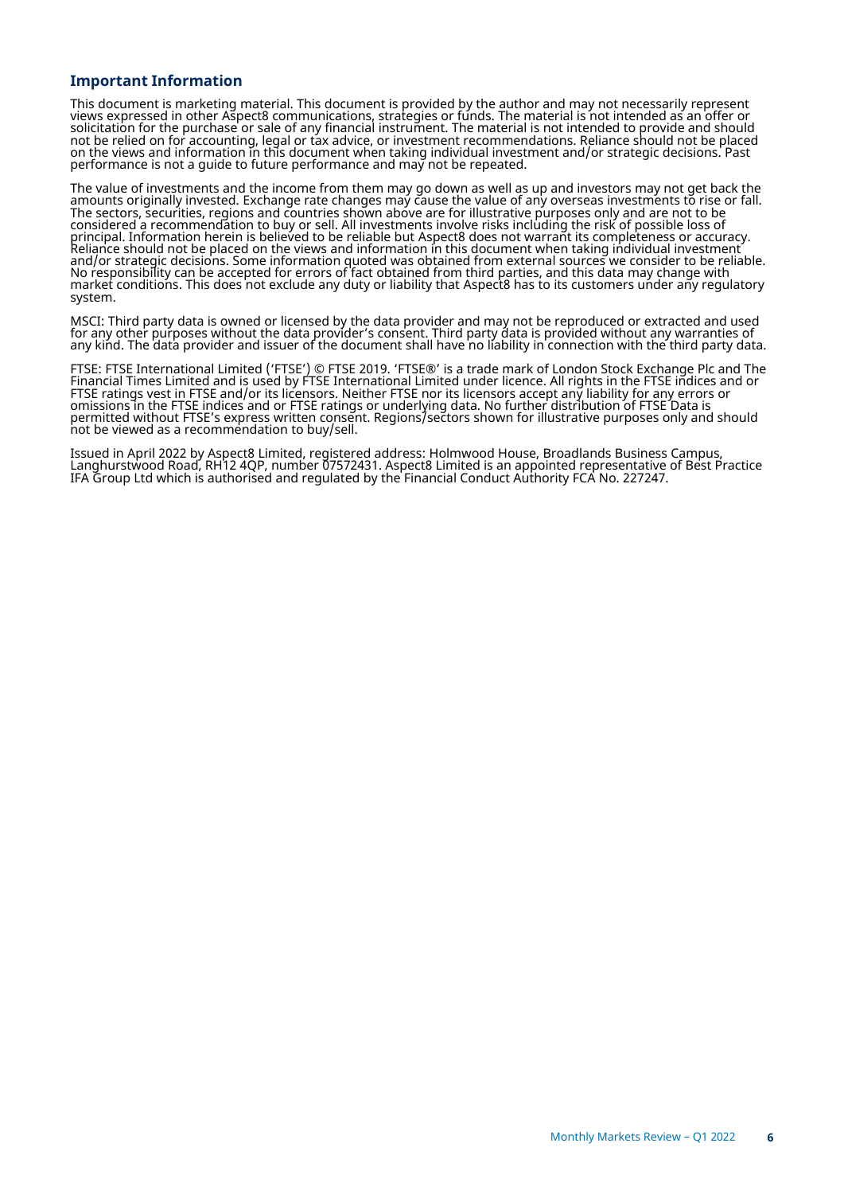## Important Information

This document is marketing material. This document is provided by the author and may not necessarily represent views expressed in other Aspect8 communications, strategies or funds. The material is not intended as an offer or solicitation for the purchase or sale of any financial instrument. The material is not intended to provide and should not be relied on for accounting, legal or tax advice, or investment recommendations. Reliance should not be placed on the views and information in this document when taking individual investment and/or strategic decisions. Past performance is not a guide to future performance and may not be repeated.

The value of investments and the income from them may go down as well as up and investors may not get back the amounts originally invested. Exchange rate changes may cause the value of any overseas investments to rise or fall. The sectors, securities, regions and countries shown above are for illustrative purposes only and are not to be considered a recommendation to buy or sell. All investments involve risks including the risk of possible loss of principal. Information herein is believed to be reliable but Aspect8 does not warrant its completeness or accuracy. Reliance should not be placed on the views and information in this document when taking individual investment and/or strategic decisions. Some information quoted was obtained from external sources we consider to be reliable. No responsibility can be accepted for errors of fact obtained from third parties, and this data may change with market conditions. This does not exclude any duty or liability that Aspect8 has to its customers under any regulatory system.

MSCI: Third party data is owned or licensed by the data provider and may not be reproduced or extracted and used for any other purposes without the data provider's consent. Third party data is provided without any warranties of any kind. The data provider and issuer of the document shall have no liability in connection with the third party data.

FTSE: FTSE International Limited ('FTSE') © FTSE 2019. 'FTSE®' is a trade mark of London Stock Exchange Plc and The Financial Times Limited and is used by FTSE International Limited under licence. All rights in the FTSE indices and or FTSE ratings vest in FTSE and/or its licensors. Neither FTSE nor its licensors accept any liability for any errors or omissions in the FTSE indices and or FTSE ratings or underlying data. No further distribution of FTSE Data is permitted without FTSE's express written consent. Regions/sectors shown for illustrative purposes only and should not be viewed as a recommendation to buy/sell.

Issued in April 2022 by Aspect8 Limited, registered address: Holmwood House, Broadlands Business Campus, Langhurstwood Road, RH12 4QP, number 07572431. Aspect8 Limited is an appointed representative of Best Practice IFA Group Ltd which is authorised and regulated by the Financial Conduct Authority FCA No. 227247.